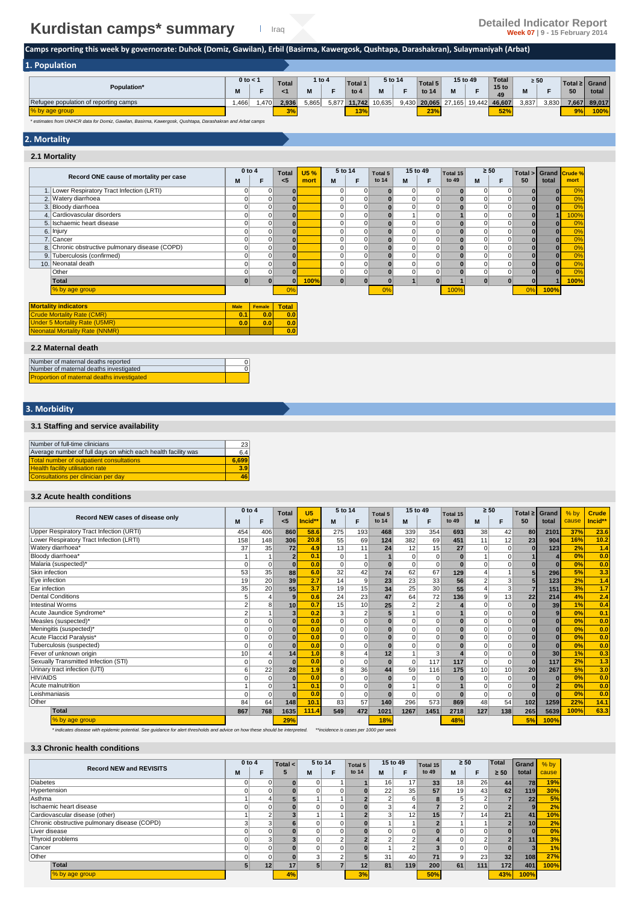# Kurdistan camps* summary

Iraq

**Detailed Indicator Report**
**Week 07** | 9 - 15 February 2014

**Camps reporting this week by governorate: Duhok (Domiz, Gawilan), Erbil (Basirma, Kawergosk, Qushtapa, Darashakran), Sulaymaniyah (Arbat)**

## 1. Population

| Population* | 0 to < 1 | | Total <1 | 1 to 4 | | Total 1 to 4 | 5 to 14 | | Total 5 to 14 | 15 to 49 | | Total 15 to 49 | ≥ 50 | | Total ≥ 50 | Grand total |
|---|---|---|---|---|---|---|---|---|---|---|---|---|---|---|---|---|
| | M | F | | M | F | | M | F | | M | F | | M | F | | |
| Refugee population of reporting camps | 1,466 | 1,470 | 2,936 | 5,865 | 5,877 | 11,742 | 10,635 | 9,430 | 20,065 | 27,165 | 19,442 | 46,607 | 3,837 | 3,830 | 7,667 | 89,017 |
| % by age group | | | 3% | | | 13% | | | 23% | | | 52% | | | 9% | 100% |

* estimates from UNHCR data for Domiz, Gawilan, Basirma, Kawergosk, Qushtapa, Darashakran and Arbat camps

## 2. Mortality

### 2.1 Mortality

| Record ONE cause of mortality per case | 0 to 4 | | Total <5 | U5 % mort | 5 to 14 | | Total 5 to 14 | 15 to 49 | | Total 15 to 49 | ≥ 50 | | Total > 50 | Grand total | Crude % mort |
|---|---|---|---|---|---|---|---|---|---|---|---|---|---|---|---|
| | M | F | | | M | F | | M | F | | M | F | | | |
| 1. Lower Respiratory Tract Infection (LRTI) | 0 | 0 | 0 | | 0 | 0 | 0 | 0 | 0 | 0 | 0 | 0 | 0 | 0 | 0% |
| 2. Watery diarrhoea | 0 | 0 | 0 | | 0 | 0 | 0 | 0 | 0 | 0 | 0 | 0 | 0 | 0 | 0% |
| 3. Bloody diarrhoea | 0 | 0 | 0 | | 0 | 0 | 0 | 0 | 0 | 0 | 0 | 0 | 0 | 0 | 0% |
| 4. Cardiovascular disorders | 0 | 0 | 0 | | 0 | 0 | 0 | 1 | 0 | 1 | 0 | 0 | 0 | 1 | 100% |
| 5. Ischaemic heart disease | 0 | 0 | 0 | | 0 | 0 | 0 | 0 | 0 | 0 | 0 | 0 | 0 | 0 | 0% |
| 6. Injury | 0 | 0 | 0 | | 0 | 0 | 0 | 0 | 0 | 0 | 0 | 0 | 0 | 0 | 0% |
| 7. Cancer | 0 | 0 | 0 | | 0 | 0 | 0 | 0 | 0 | 0 | 0 | 0 | 0 | 0 | 0% |
| 8. Chronic obstructive pulmonary disease (COPD) | 0 | 0 | 0 | | 0 | 0 | 0 | 0 | 0 | 0 | 0 | 0 | 0 | 0 | 0% |
| 9. Tuberculosis (confirmed) | 0 | 0 | 0 | | 0 | 0 | 0 | 0 | 0 | 0 | 0 | 0 | 0 | 0 | 0% |
| 10. Neonatal death | 0 | 0 | 0 | | 0 | 0 | 0 | 0 | 0 | 0 | 0 | 0 | 0 | 0 | 0% |
| Other | 0 | 0 | 0 | | 0 | 0 | 0 | 0 | 0 | 0 | 0 | 0 | 0 | 0 | 0% |
| **Total** | 0 | 0 | 0 | 100% | 0 | 0 | 0 | 1 | 0 | 1 | 0 | 0 | 0 | 1 | 100% |
| % by age group | | | 0% | | | | 0% | | | 100% | | | 0% | 100% | |

| Mortality indicators | Male | Female | Total |
|---|---|---|---|
| Crude Mortality Rate (CMR) | 0.1 | 0.0 | 0.0 |
| Under 5 Mortality Rate (U5MR) | 0.0 | 0.0 | 0.0 |
| Neonatal Mortality Rate (NNMR) | | | 0.0 |

### 2.2 Maternal death

| | |
|---|---|
| Number of maternal deaths reported | 0 |
| Number of maternal deaths investigated | 0 |
| Proportion of maternal deaths investigated | |

## 3. Morbidity

### 3.1 Staffing and service availability

| | |
|---|---|
| Number of full-time clinicians | 23 |
| Average number of full days on which each health facility was | 6.4 |
| Total number of outpatient consultations | 6,699 |
| Health facility utilisation rate | 3.9 |
| Consultations per clinician per day | 46 |

### 3.2 Acute health conditions

| Record NEW cases of disease only | 0 to 4 | | Total <5 | U5 Incid** | 5 to 14 | | Total 5 to 14 | 15 to 49 | | Total 15 to 49 | ≥ 50 | | Total ≥ 50 | Grand total | % by cause | Crude Incid** |
|---|---|---|---|---|---|---|---|---|---|---|---|---|---|---|---|---|
| | M | F | | | M | F | | M | F | | M | F | | | | |
| Upper Respiratory Tract Infection (URTI) | 454 | 406 | 860 | 58.6 | 275 | 193 | 468 | 339 | 354 | 693 | 38 | 42 | 80 | 2101 | 37% | 23.6 |
| Lower Respiratory Tract Infection (LRTI) | 158 | 148 | 306 | 20.8 | 55 | 69 | 124 | 382 | 69 | 451 | 11 | 12 | 23 | 904 | 16% | 10.2 |
| Watery diarrhoea* | 37 | 35 | 72 | 4.9 | 13 | 11 | 24 | 12 | 15 | 27 | 0 | 0 | 0 | 123 | 2% | 1.4 |
| Bloody diarrhoea* | 1 | 1 | 2 | 0.1 | 0 | 1 | 1 | 0 | 0 | 0 | 1 | 0 | 1 | 4 | 0% | 0.0 |
| Malaria (suspected)* | 0 | 0 | 0 | 0.0 | 0 | 0 | 0 | 0 | 0 | 0 | 0 | 0 | 0 | 0 | 0% | 0.0 |
| Skin infection | 53 | 35 | 88 | 6.0 | 32 | 42 | 74 | 62 | 67 | 129 | 4 | 1 | 5 | 296 | 5% | 3.3 |
| Eye infection | 19 | 20 | 39 | 2.7 | 14 | 9 | 23 | 23 | 33 | 56 | 2 | 3 | 5 | 123 | 2% | 1.4 |
| Ear infection | 35 | 20 | 55 | 3.7 | 19 | 15 | 34 | 25 | 30 | 55 | 4 | 3 | 7 | 151 | 3% | 1.7 |
| Dental Conditions | 5 | 4 | 9 | 0.6 | 24 | 23 | 47 | 64 | 72 | 136 | 9 | 13 | 22 | 214 | 4% | 2.4 |
| Intestinal Worms | 2 | 8 | 10 | 0.7 | 15 | 10 | 25 | 2 | 2 | 4 | 0 | 0 | 0 | 39 | 1% | 0.4 |
| Acute Jaundice Syndrome* | 2 | 1 | 3 | 0.2 | 3 | 2 | 5 | 1 | 0 | 1 | 0 | 0 | 0 | 9 | 0% | 0.1 |
| Measles (suspected)* | 0 | 0 | 0 | 0.0 | 0 | 0 | 0 | 0 | 0 | 0 | 0 | 0 | 0 | 0 | 0% | 0.0 |
| Meningitis (suspected)* | 0 | 0 | 0 | 0.0 | 0 | 0 | 0 | 0 | 0 | 0 | 0 | 0 | 0 | 0 | 0% | 0.0 |
| Acute Flaccid Paralysis* | 0 | 0 | 0 | 0.0 | 0 | 0 | 0 | 0 | 0 | 0 | 0 | 0 | 0 | 0 | 0% | 0.0 |
| Tuberculosis (suspected) | 0 | 0 | 0 | 0.0 | 0 | 0 | 0 | 0 | 0 | 0 | 0 | 0 | 0 | 0 | 0% | 0.0 |
| Fever of unknown origin | 10 | 4 | 14 | 1.0 | 8 | 4 | 12 | 1 | 3 | 4 | 0 | 0 | 0 | 30 | 1% | 0.3 |
| Sexually Transmitted Infection (STI) | 0 | 0 | 0 | 0.0 | 0 | 0 | 0 | 0 | 117 | 117 | 0 | 0 | 0 | 117 | 2% | 1.3 |
| Urinary tract infection (UTI) | 6 | 22 | 28 | 1.9 | 8 | 36 | 44 | 59 | 116 | 175 | 10 | 10 | 20 | 267 | 5% | 3.0 |
| HIV/AIDS | 0 | 0 | 0 | 0.0 | 0 | 0 | 0 | 0 | 0 | 0 | 0 | 0 | 0 | 0 | 0% | 0.0 |
| Acute malnutrition | 1 | 0 | 1 | 0.1 | 0 | 0 | 0 | 1 | 0 | 1 | 0 | 0 | 0 | 2 | 0% | 0.0 |
| Leishmaniasis | 0 | 0 | 0 | 0.0 | 0 | 0 | 0 | 0 | 0 | 0 | 0 | 0 | 0 | 0 | 0% | 0.0 |
| Other | 84 | 64 | 148 | 10.1 | 83 | 57 | 140 | 296 | 573 | 869 | 48 | 54 | 102 | 1259 | 22% | 14.1 |
| **Total** | 867 | 768 | 1635 | 111.4 | 549 | 472 | 1021 | 1267 | 1451 | 2718 | 127 | 138 | 265 | 5639 | 100% | 63.3 |
| % by age group | | | 29% | | | | 18% | | | 48% | | | 5% | 100% | | |

* indicates disease with epidemic potential. See guidance for alert thresholds and advice on how these should be interpreted. **incidence is cases per 1000 per week

### 3.3 Chronic health conditions

| Record NEW and REVISITS | 0 to 4 | | Total < 5 | 5 to 14 | | Total 5 to 14 | 15 to 49 | | Total 15 to 49 | ≥ 50 | | Total ≥ 50 | Grand total | % by cause |
|---|---|---|---|---|---|---|---|---|---|---|---|---|---|---|
| | M | F | | M | F | | M | F | | M | F | | | |
| Diabetes | 0 | 0 | 0 | 0 | 1 | 1 | 16 | 17 | 33 | 18 | 26 | 44 | 78 | 19% |
| Hypertension | 0 | 0 | 0 | 0 | 0 | 0 | 22 | 35 | 57 | 19 | 43 | 62 | 119 | 30% |
| Asthma | 1 | 4 | 5 | 1 | 1 | 2 | 2 | 6 | 8 | 5 | 2 | 7 | 22 | 5% |
| Ischaemic heart disease | 0 | 0 | 0 | 0 | 0 | 0 | 3 | 4 | 7 | 2 | 0 | 2 | 9 | 2% |
| Cardiovascular disease (other) | 1 | 2 | 3 | 1 | 1 | 2 | 3 | 12 | 15 | 7 | 14 | 21 | 41 | 10% |
| Chronic obstructive pulmonary disease (COPD) | 3 | 3 | 6 | 0 | 0 | 0 | 1 | 1 | 2 | 1 | 1 | 2 | 10 | 2% |
| Liver disease | 0 | 0 | 0 | 0 | 0 | 0 | 0 | 0 | 0 | 0 | 0 | 0 | 0 | 0% |
| Thyroid problems | 0 | 3 | 3 | 0 | 2 | 2 | 2 | 2 | 4 | 0 | 2 | 2 | 11 | 3% |
| Cancer | 0 | 0 | 0 | 0 | 0 | 0 | 1 | 2 | 3 | 0 | 0 | 0 | 3 | 1% |
| Other | 0 | 0 | 0 | 3 | 2 | 5 | 31 | 40 | 71 | 9 | 23 | 32 | 108 | 27% |
| **Total** | 5 | 12 | 17 | 5 | 7 | 12 | 81 | 119 | 200 | 61 | 111 | 172 | 401 | 100% |
| % by age group | | | 4% | | | 3% | | | 50% | | | 43% | 100% | |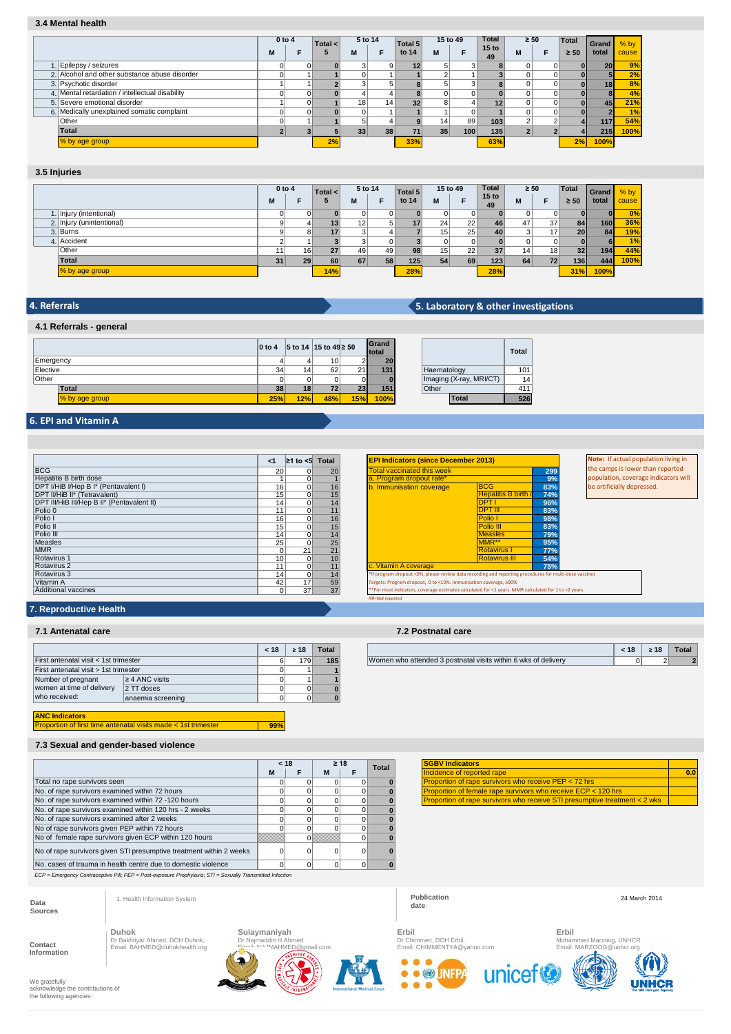### 3.4 Mental health

| | 0 to 4 | | Total < 5 | 5 to 14 | | Total 5 to 14 | 15 to 49 | | Total 15 to 49 | ≥ 50 | | Total ≥ 50 | Grand total | % by cause |
|---|---|---|---|---|---|---|---|---|---|---|---|---|---|---|
| | M | F | | M | F | | M | F | | M | F | | | |
| 1. Epilepsy / seizures | 0 | 0 | 0 | 3 | 9 | 12 | 5 | 3 | 8 | 0 | 0 | 0 | 20 | 9% |
| 2. Alcohol and other substance abuse disorder | 0 | 1 | 1 | 0 | 1 | 1 | 2 | 1 | 3 | 0 | 0 | 0 | 5 | 2% |
| 3. Psychotic disorder | 1 | 1 | 2 | 3 | 5 | 8 | 5 | 3 | 8 | 0 | 0 | 0 | 18 | 8% |
| 4. Mental retardation / intellectual disability | 0 | 0 | 0 | 4 | 4 | 8 | 0 | 0 | 0 | 0 | 0 | 0 | 8 | 4% |
| 5. Severe emotional disorder | 1 | 0 | 1 | 18 | 14 | 32 | 8 | 4 | 12 | 0 | 0 | 0 | 45 | 21% |
| 6. Medically unexplained somatic complaint | 0 | 0 | 0 | 0 | 1 | 1 | 1 | 0 | 1 | 0 | 0 | 0 | 2 | 1% |
| Other | 0 | 1 | 1 | 5 | 4 | 9 | 14 | 89 | 103 | 2 | 2 | 4 | 117 | 54% |
| **Total** | 2 | 3 | 5 | 33 | 38 | 71 | 35 | 100 | 135 | 2 | 2 | 4 | 215 | 100% |
| % by age group | | | 2% | | | 33% | | | 63% | | | 2% | 100% | |

### 3.5 Injuries

| | 0 to 4 | | Total < 5 | 5 to 14 | | Total 5 to 14 | 15 to 49 | | Total 15 to 49 | ≥ 50 | | Total ≥ 50 | Grand total | % by cause |
|---|---|---|---|---|---|---|---|---|---|---|---|---|---|---|
| | M | F | | M | F | | M | F | | M | F | | | |
| 1. Injury (intentional) | 0 | 0 | 0 | 0 | 0 | 0 | 0 | 0 | 0 | 0 | 0 | 0 | 0 | 0% |
| 2. Injury (unintentional) | 9 | 4 | 13 | 12 | 5 | 17 | 24 | 22 | 46 | 47 | 37 | 84 | 160 | 36% |
| 3. Burns | 9 | 8 | 17 | 3 | 4 | 7 | 15 | 25 | 40 | 3 | 17 | 20 | 84 | 19% |
| 4. Accident | 2 | 1 | 3 | 3 | 0 | 3 | 0 | 0 | 0 | 0 | 0 | 0 | 6 | 1% |
| Other | 11 | 16 | 27 | 49 | 49 | 98 | 15 | 22 | 37 | 14 | 18 | 32 | 194 | 44% |
| **Total** | 31 | 29 | 60 | 67 | 58 | 125 | 54 | 69 | 123 | 64 | 72 | 136 | 444 | 100% |
| % by age group | | | 14% | | | 28% | | | 28% | | | 31% | 100% | |

## 4. Referrals

### 4.1 Referrals - general

| | 0 to 4 | 5 to 14 | 15 to 49 | ≥ 50 | Grand total |
|---|---|---|---|---|---|
| Emergency | 4 | 4 | 10 | 2 | 20 |
| Elective | 34 | 14 | 62 | 21 | 131 |
| Other | 0 | 0 | 0 | 0 | 0 |
| **Total** | 38 | 18 | 72 | 23 | 151 |
| % by age group | 25% | 12% | 48% | 15% | 100% |

## 5. Laboratory & other investigations

| | Total |
|---|---|
| Haematology | 101 |
| Imaging (X-ray, MRI/CT) | 14 |
| Other | 411 |
| **Total** | 526 |

## 6. EPI and Vitamin A

| | <1 | ≥1 to <5 | Total |
|---|---|---|---|
| BCG | 20 | 0 | 20 |
| Hepatitis B birth dose | 1 | 0 | 1 |
| DPT I/HiB I/Hep B I* (Pentavalent I) | 16 | 0 | 16 |
| DPT II/HiB II* (Tetravalent) | 15 | 0 | 15 |
| DPT III/HiB III/Hep B II* (Pentavalent II) | 14 | 0 | 14 |
| Polio 0 | 11 | 0 | 11 |
| Polio I | 16 | 0 | 16 |
| Polio II | 15 | 0 | 15 |
| Polio III | 14 | 0 | 14 |
| Measles | 25 | 0 | 25 |
| MMR | 0 | 21 | 21 |
| Rotavirus 1 | 10 | 0 | 10 |
| Rotavirus 2 | 11 | 0 | 11 |
| Rotavirus 3 | 14 | 0 | 14 |
| Vitamin A | 42 | 17 | 59 |
| Additional vaccines | 0 | 37 | 37 |

| EPI Indicators (since December 2013) | | |
|---|---|---|
| Total vaccinated this week | | 299 |
| a. Program dropout rate* | | 9% |
| b. Immunisation coverage | BCG | 83% |
| | Hepatitis B birth d | 74% |
| | DPT I | 96% |
| | DPT III | 83% |
| | Polio I | 98% |
| | Polio III | 83% |
| | Measles | 79% |
| | MMR** | 95% |
| | Rotavirus I | 77% |
| | Rotavirus III | 54% |
| c. Vitamin A coverage | | 75% |

*If program dropout <0%, please review data recording and reporting procedures for multi-dose vaccines

Targets: Program dropout, 0 to <10%. Immunisation coverage, ≥90%

**For most indicators, coverage estimates calculated for <1 years. MMR calculated for 1 to <2 years.

NR=Not reported

**Note:** If actual population living in the camps is lower than reported population, coverage indicators will be artificially depressed.

## 7. Reproductive Health

### 7.1 Antenatal care

| | | < 18 | ≥ 18 | Total |
|---|---|---|---|---|
| First antenatal visit < 1st trimester | | 6 | 179 | 185 |
| First antenatal visit > 1st trimester | | 0 | 1 | 1 |
| Number of pregnant women at time of delivery who received: | ≥ 4 ANC visits | 0 | 1 | 1 |
| | 2 TT doses | 0 | 0 | 0 |
| | anaemia screening | 0 | 0 | 0 |

| ANC Indicators | |
|---|---|
| Proportion of first time antenatal visits made < 1st trimester | 99% |

### 7.2 Postnatal care

| | < 18 | ≥ 18 | Total |
|---|---|---|---|
| Women who attended 3 postnatal visits within 6 wks of delivery | 0 | 2 | 2 |

### 7.3 Sexual and gender-based violence

| | < 18 | | ≥ 18 | | Total |
|---|---|---|---|---|---|
| | M | F | M | F | |
| Total no rape survivors seen | 0 | 0 | 0 | 0 | 0 |
| No. of rape survivors examined within 72 hours | 0 | 0 | 0 | 0 | 0 |
| No. of rape survivors examined within 72 -120 hours | 0 | 0 | 0 | 0 | 0 |
| No. of rape survivors examined within 120 hrs - 2 weeks | 0 | 0 | 0 | 0 | 0 |
| No. of rape survivors examined after 2 weeks | 0 | 0 | 0 | 0 | 0 |
| No of rape survivors given PEP within 72 hours | 0 | 0 | 0 | 0 | 0 |
| No of female rape survivors given ECP within 120 hours | | 0 | | 0 | 0 |
| No of rape survivors given STI presumptive treatment within 2 weeks | 0 | 0 | 0 | 0 | 0 |
| No. cases of trauma in health centre due to domestic violence | 0 | 0 | 0 | 0 | 0 |

ECP = Emergency Contraceptive Pill; PEP = Post-exposure Prophylaxis; STI = Sexually Transmitted Infection

| SGBV Indicators | |
|---|---|
| Incidence of reported rape | 0.0 |
| Proportion of rape survivors who receive PEP < 72 hrs | |
| Proportion of female rape survivors who receive ECP < 120 hrs | |
| Proportion of rape survivors who receive STI presumptive treatment < 2 wks | |

**Data Sources**: 1. Health Information System

**Publication date**: 24 March 2014

**Contact Information**

Duhok
Dr Bakhtiyar Ahmed, DOH Duhok,
Email: BAHMED@duhokhealth.org

Sulaymaniyah
Dr Najmaddin H Ahmed
Email: NAJMAHMED@gmail.com

Erbil
Dr Chimmen, DOH Erbil,
Email: CHIMMENTYA@yahoo.com

Erbil
Mohammed Marzoog, UNHCR
Email: MARZOOG@unhcr.org

We gratefully acknowledge the contributions of the following agencies: